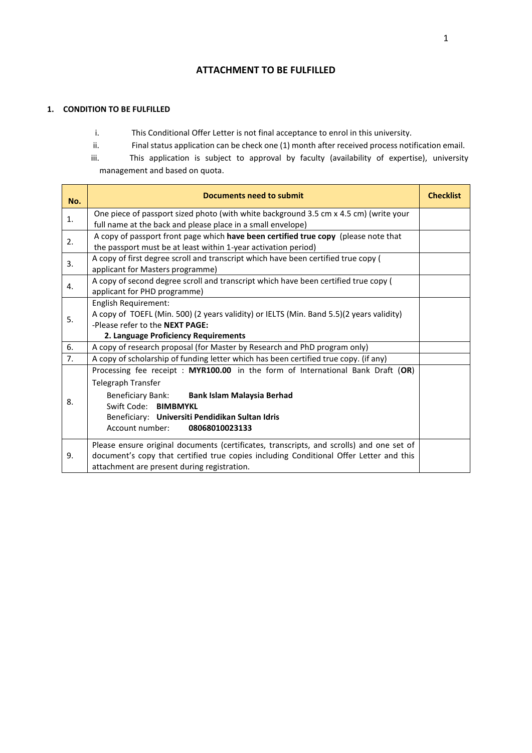# ATTACHMENT TO BE FULFILLED

## 1. CONDITION TO BE FULFILLED

i. This Conditional Offer Letter is not final acceptance to enrol in this university.

ii. Final status application can be check one (1) month after received process notification email.

iii. This application is subject to approval by faculty (availability of expertise), university management and based on quota.

| No. | Documents need to submit | Checklist |
|---|---|---|
| 1. | One piece of passport sized photo (with white background 3.5 cm x 4.5 cm) (write your full name at the back and please place in a small envelope) | |
| 2. | A copy of passport front page which **have been certified true copy** (please note that the passport must be at least within 1-year activation period) | |
| 3. | A copy of first degree scroll and transcript which have been certified true copy ( applicant for Masters programme) | |
| 4. | A copy of second degree scroll and transcript which have been certified true copy ( applicant for PHD programme) | |
| 5. | English Requirement:<br>A copy of TOEFL (Min. 500) (2 years validity) or IELTS (Min. Band 5.5)(2 years validity)<br>-Please refer to the **NEXT PAGE:**<br>**2. Language Proficiency Requirements** | |
| 6. | A copy of research proposal (for Master by Research and PhD program only) | |
| 7. | A copy of scholarship of funding letter which has been certified true copy. (if any) | |
| 8. | Processing fee receipt : **MYR100.00** in the form of International Bank Draft (**OR**) Telegraph Transfer<br>Beneficiary Bank: **Bank Islam Malaysia Berhad**<br>Swift Code: **BIMBMYKL**<br>Beneficiary: **Universiti Pendidikan Sultan Idris**<br>Account number: **08068010023133** | |
| 9. | Please ensure original documents (certificates, transcripts, and scrolls) and one set of document's copy that certified true copies including Conditional Offer Letter and this attachment are present during registration. | |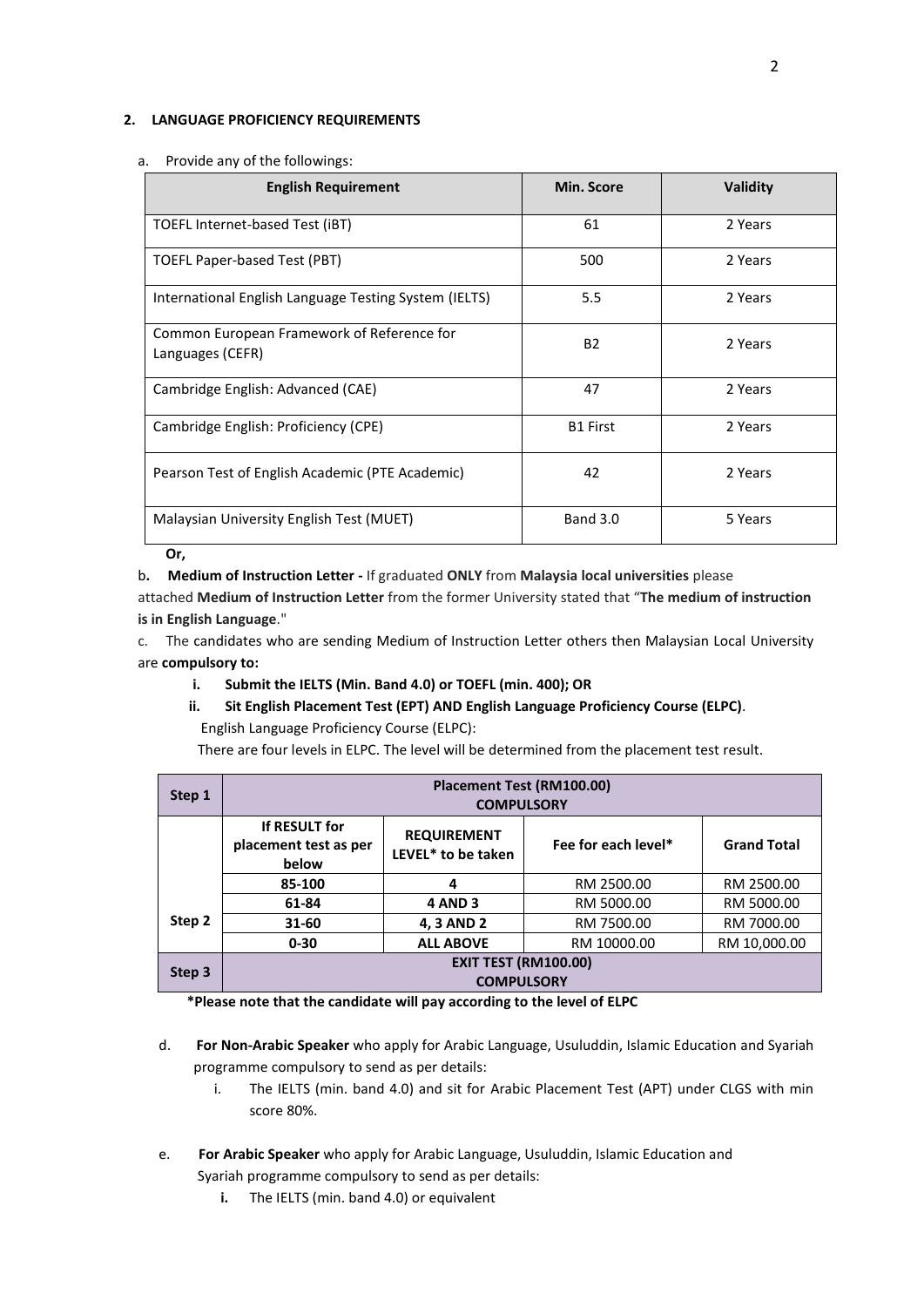**2. LANGUAGE PROFICIENCY REQUIREMENTS**

a. Provide any of the followings:

| English Requirement | Min. Score | Validity |
|---|---|---|
| TOEFL Internet-based Test (iBT) | 61 | 2 Years |
| TOEFL Paper-based Test (PBT) | 500 | 2 Years |
| International English Language Testing System (IELTS) | 5.5 | 2 Years |
| Common European Framework of Reference for Languages (CEFR) | B2 | 2 Years |
| Cambridge English: Advanced (CAE) | 47 | 2 Years |
| Cambridge English: Proficiency (CPE) | B1 First | 2 Years |
| Pearson Test of English Academic (PTE Academic) | 42 | 2 Years |
| Malaysian University English Test (MUET) | Band 3.0 | 5 Years |

**Or,**

b**. Medium of Instruction Letter -** If graduated **ONLY** from **Malaysia local universities** please attached **Medium of Instruction Letter** from the former University stated that "**The medium of instruction is in English Language**."

c. The candidates who are sending Medium of Instruction Letter others then Malaysian Local University are **compulsory to:**

i. **Submit the IELTS (Min. Band 4.0) or TOEFL (min. 400); OR**

ii. **Sit English Placement Test (EPT) AND English Language Proficiency Course (ELPC)**.

English Language Proficiency Course (ELPC):

There are four levels in ELPC. The level will be determined from the placement test result.

| Step 1 | Placement Test (RM100.00) COMPULSORY | | | |
|---|---|---|---|---|
| Step 2 | If RESULT for placement test as per below | REQUIREMENT LEVEL* to be taken | Fee for each level* | Grand Total |
| | 85-100 | 4 | RM 2500.00 | RM 2500.00 |
| | 61-84 | 4 AND 3 | RM 5000.00 | RM 5000.00 |
| | 31-60 | 4, 3 AND 2 | RM 7500.00 | RM 7000.00 |
| | 0-30 | ALL ABOVE | RM 10000.00 | RM 10,000.00 |
| Step 3 | EXIT TEST (RM100.00) COMPULSORY | | | |

**\*Please note that the candidate will pay according to the level of ELPC**

d. **For Non-Arabic Speaker** who apply for Arabic Language, Usuluddin, Islamic Education and Syariah programme compulsory to send as per details:

i. The IELTS (min. band 4.0) and sit for Arabic Placement Test (APT) under CLGS with min score 80%.

e. **For Arabic Speaker** who apply for Arabic Language, Usuluddin, Islamic Education and Syariah programme compulsory to send as per details:

**i.** The IELTS (min. band 4.0) or equivalent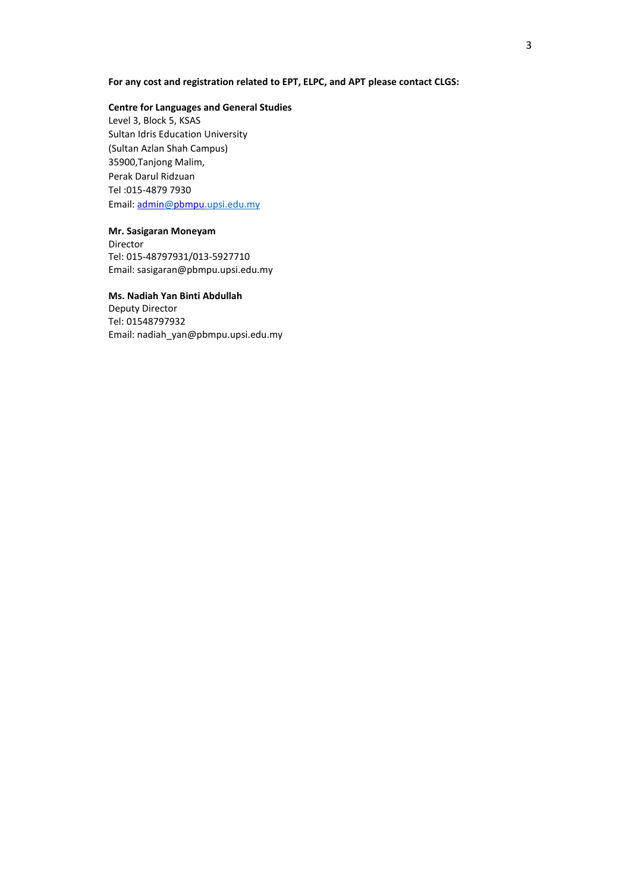**For any cost and registration related to EPT, ELPC, and APT please contact CLGS:**

**Centre for Languages and General Studies**
Level 3, Block 5, KSAS
Sultan Idris Education University
(Sultan Azlan Shah Campus)
35900,Tanjong Malim,
Perak Darul Ridzuan
Tel :015-4879 7930
Email: admin@pbmpu.upsi.edu.my

**Mr. Sasigaran Moneyam**
Director
Tel: 015-48797931/013-5927710
Email: sasigaran@pbmpu.upsi.edu.my

**Ms. Nadiah Yan Binti Abdullah**
Deputy Director
Tel: 01548797932
Email: nadiah_yan@pbmpu.upsi.edu.my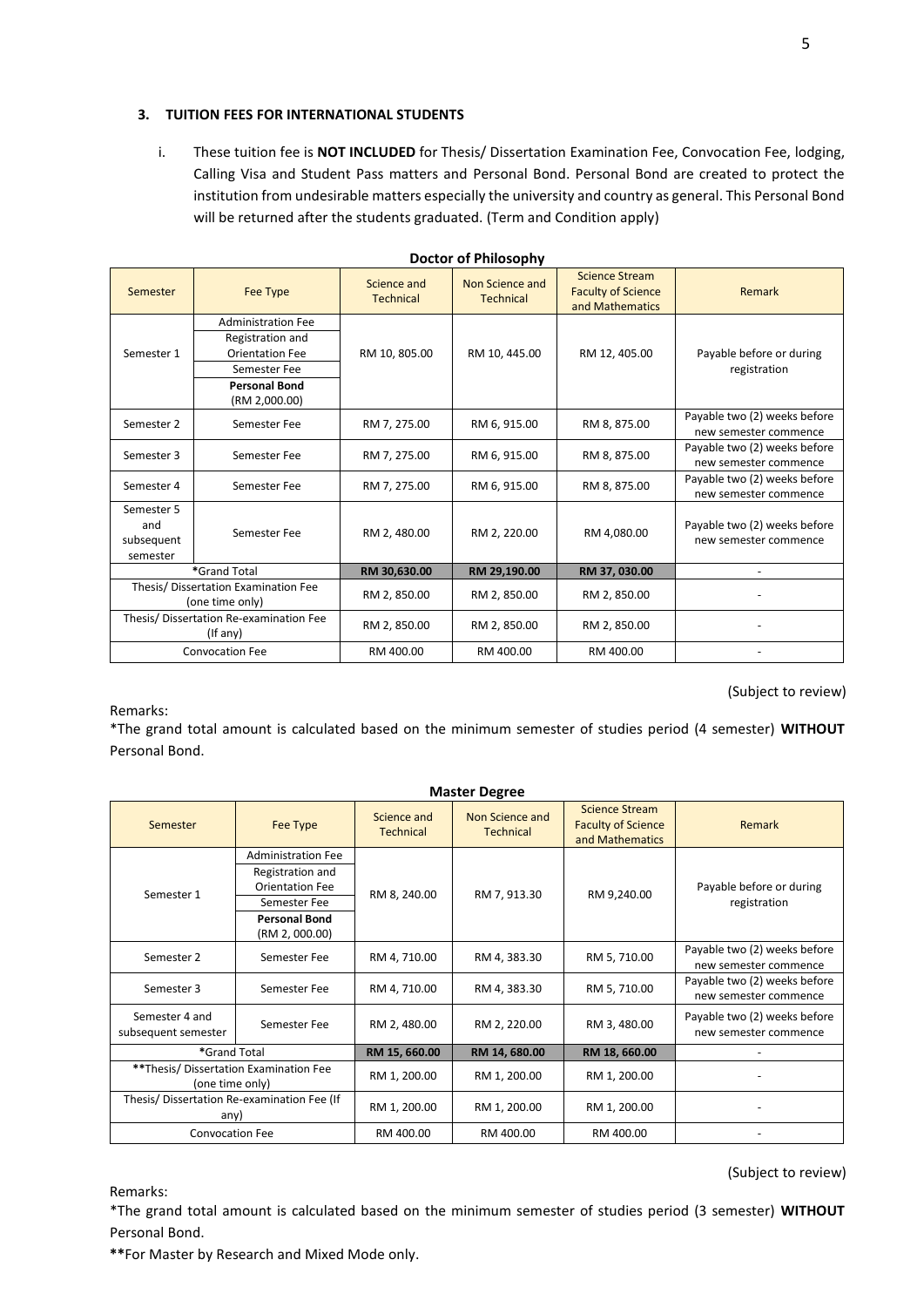### 3. TUITION FEES FOR INTERNATIONAL STUDENTS

i. These tuition fee is **NOT INCLUDED** for Thesis/ Dissertation Examination Fee, Convocation Fee, lodging, Calling Visa and Student Pass matters and Personal Bond. Personal Bond are created to protect the institution from undesirable matters especially the university and country as general. This Personal Bond will be returned after the students graduated. (Term and Condition apply)

**Doctor of Philosophy**

| Semester | Fee Type | Science and Technical | Non Science and Technical | Science Stream Faculty of Science and Mathematics | Remark |
|---|---|---|---|---|---|
| Semester 1 | Administration Fee<br>Registration and Orientation Fee<br>Semester Fee<br>**Personal Bond** (RM 2,000.00) | RM 10, 805.00 | RM 10, 445.00 | RM 12, 405.00 | Payable before or during registration |
| Semester 2 | Semester Fee | RM 7, 275.00 | RM 6, 915.00 | RM 8, 875.00 | Payable two (2) weeks before new semester commence |
| Semester 3 | Semester Fee | RM 7, 275.00 | RM 6, 915.00 | RM 8, 875.00 | Payable two (2) weeks before new semester commence |
| Semester 4 | Semester Fee | RM 7, 275.00 | RM 6, 915.00 | RM 8, 875.00 | Payable two (2) weeks before new semester commence |
| Semester 5 and subsequent semester | Semester Fee | RM 2, 480.00 | RM 2, 220.00 | RM 4,080.00 | Payable two (2) weeks before new semester commence |
| *Grand Total | | **RM 30,630.00** | **RM 29,190.00** | **RM 37, 030.00** | - |
| Thesis/ Dissertation Examination Fee (one time only) | | RM 2, 850.00 | RM 2, 850.00 | RM 2, 850.00 | - |
| Thesis/ Dissertation Re-examination Fee (If any) | | RM 2, 850.00 | RM 2, 850.00 | RM 2, 850.00 | - |
| Convocation Fee | | RM 400.00 | RM 400.00 | RM 400.00 | - |

(Subject to review)

Remarks:
*The grand total amount is calculated based on the minimum semester of studies period (4 semester) **WITHOUT** Personal Bond.

**Master Degree**

| Semester | Fee Type | Science and Technical | Non Science and Technical | Science Stream Faculty of Science and Mathematics | Remark |
|---|---|---|---|---|---|
| Semester 1 | Administration Fee<br>Registration and Orientation Fee<br>Semester Fee<br>**Personal Bond** (RM 2, 000.00) | RM 8, 240.00 | RM 7, 913.30 | RM 9,240.00 | Payable before or during registration |
| Semester 2 | Semester Fee | RM 4, 710.00 | RM 4, 383.30 | RM 5, 710.00 | Payable two (2) weeks before new semester commence |
| Semester 3 | Semester Fee | RM 4, 710.00 | RM 4, 383.30 | RM 5, 710.00 | Payable two (2) weeks before new semester commence |
| Semester 4 and subsequent semester | Semester Fee | RM 2, 480.00 | RM 2, 220.00 | RM 3, 480.00 | Payable two (2) weeks before new semester commence |
| *Grand Total | | **RM 15, 660.00** | **RM 14, 680.00** | **RM 18, 660.00** | - |
| **Thesis/ Dissertation Examination Fee (one time only) | | RM 1, 200.00 | RM 1, 200.00 | RM 1, 200.00 | - |
| Thesis/ Dissertation Re-examination Fee (If any) | | RM 1, 200.00 | RM 1, 200.00 | RM 1, 200.00 | - |
| Convocation Fee | | RM 400.00 | RM 400.00 | RM 400.00 | - |

(Subject to review)

Remarks:
*The grand total amount is calculated based on the minimum semester of studies period (3 semester) **WITHOUT** Personal Bond.

**\*\***For Master by Research and Mixed Mode only.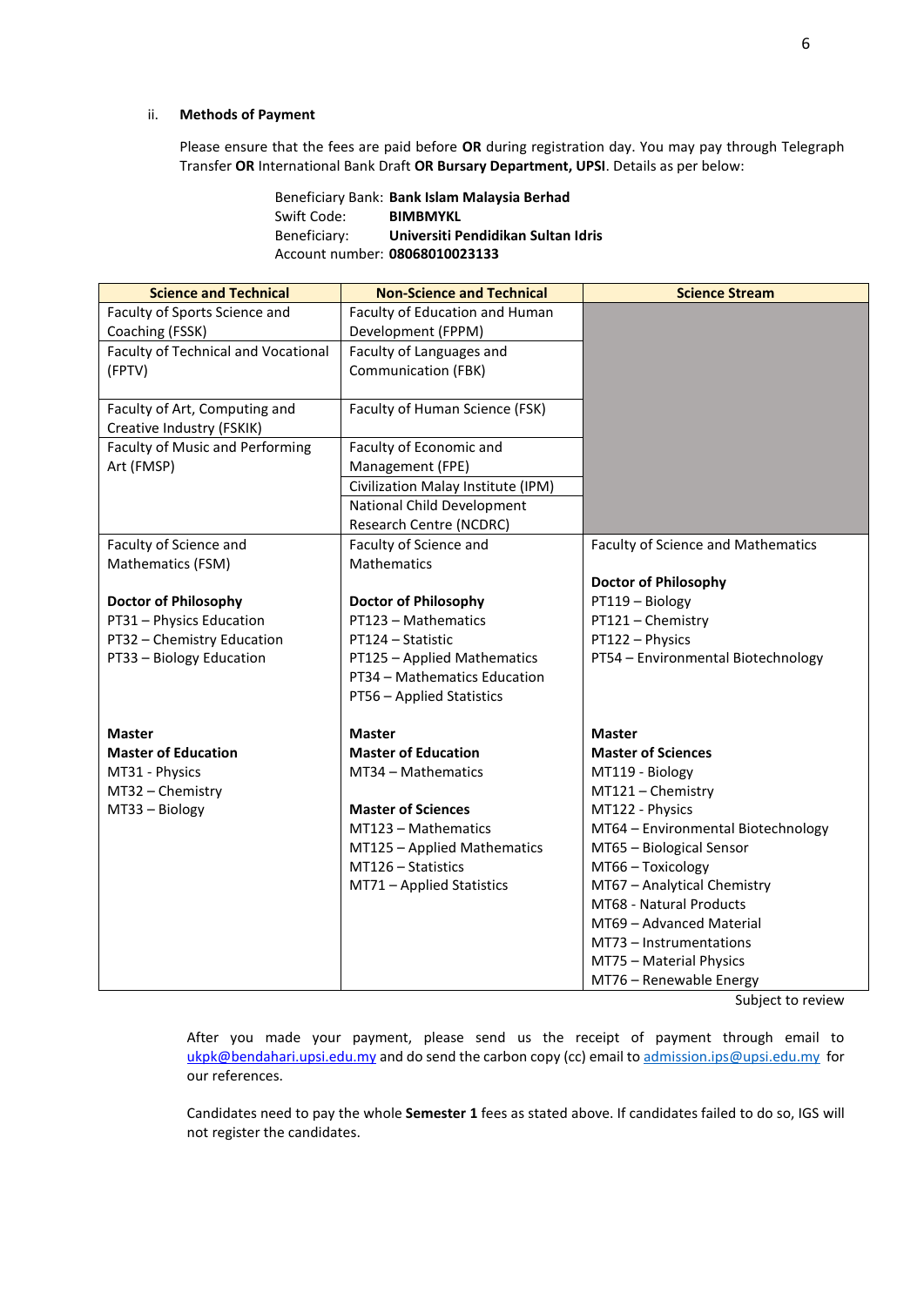ii. **Methods of Payment**

Please ensure that the fees are paid before **OR** during registration day. You may pay through Telegraph Transfer **OR** International Bank Draft **OR Bursary Department, UPSI**. Details as per below:

Beneficiary Bank: **Bank Islam Malaysia Berhad**
Swift Code: **BIMBMYKL**
Beneficiary: **Universiti Pendidikan Sultan Idris**
Account number: **08068010023133**

| Science and Technical | Non-Science and Technical | Science Stream |
|---|---|---|
| Faculty of Sports Science and Coaching (FSSK) | Faculty of Education and Human Development (FPPM) | |
| Faculty of Technical and Vocational (FPTV) | Faculty of Languages and Communication (FBK) | |
| Faculty of Art, Computing and Creative Industry (FSKIK) | Faculty of Human Science (FSK) | |
| Faculty of Music and Performing Art (FMSP) | Faculty of Economic and Management (FPE)<br>Civilization Malay Institute (IPM)<br>National Child Development Research Centre (NCDRC) | |
| Faculty of Science and Mathematics (FSM)<br><br>**Doctor of Philosophy**<br>PT31 – Physics Education<br>PT32 – Chemistry Education<br>PT33 – Biology Education<br><br>**Master**<br>**Master of Education**<br>MT31 - Physics<br>MT32 – Chemistry<br>MT33 – Biology | Faculty of Science and Mathematics<br><br>**Doctor of Philosophy**<br>PT123 – Mathematics<br>PT124 – Statistic<br>PT125 – Applied Mathematics<br>PT34 – Mathematics Education<br>PT56 – Applied Statistics<br><br>**Master**<br>**Master of Education**<br>MT34 – Mathematics<br><br>**Master of Sciences**<br>MT123 – Mathematics<br>MT125 – Applied Mathematics<br>MT126 – Statistics<br>MT71 – Applied Statistics | Faculty of Science and Mathematics<br><br>**Doctor of Philosophy**<br>PT119 – Biology<br>PT121 – Chemistry<br>PT122 – Physics<br>PT54 – Environmental Biotechnology<br><br>**Master**<br>**Master of Sciences**<br>MT119 - Biology<br>MT121 – Chemistry<br>MT122 - Physics<br>MT64 – Environmental Biotechnology<br>MT65 – Biological Sensor<br>MT66 – Toxicology<br>MT67 – Analytical Chemistry<br>MT68 - Natural Products<br>MT69 – Advanced Material<br>MT73 – Instrumentations<br>MT75 – Material Physics<br>MT76 – Renewable Energy |

Subject to review

After you made your payment, please send us the receipt of payment through email to ukpk@bendahari.upsi.edu.my and do send the carbon copy (cc) email to admission.ips@upsi.edu.my for our references.

Candidates need to pay the whole **Semester 1** fees as stated above. If candidates failed to do so, IGS will not register the candidates.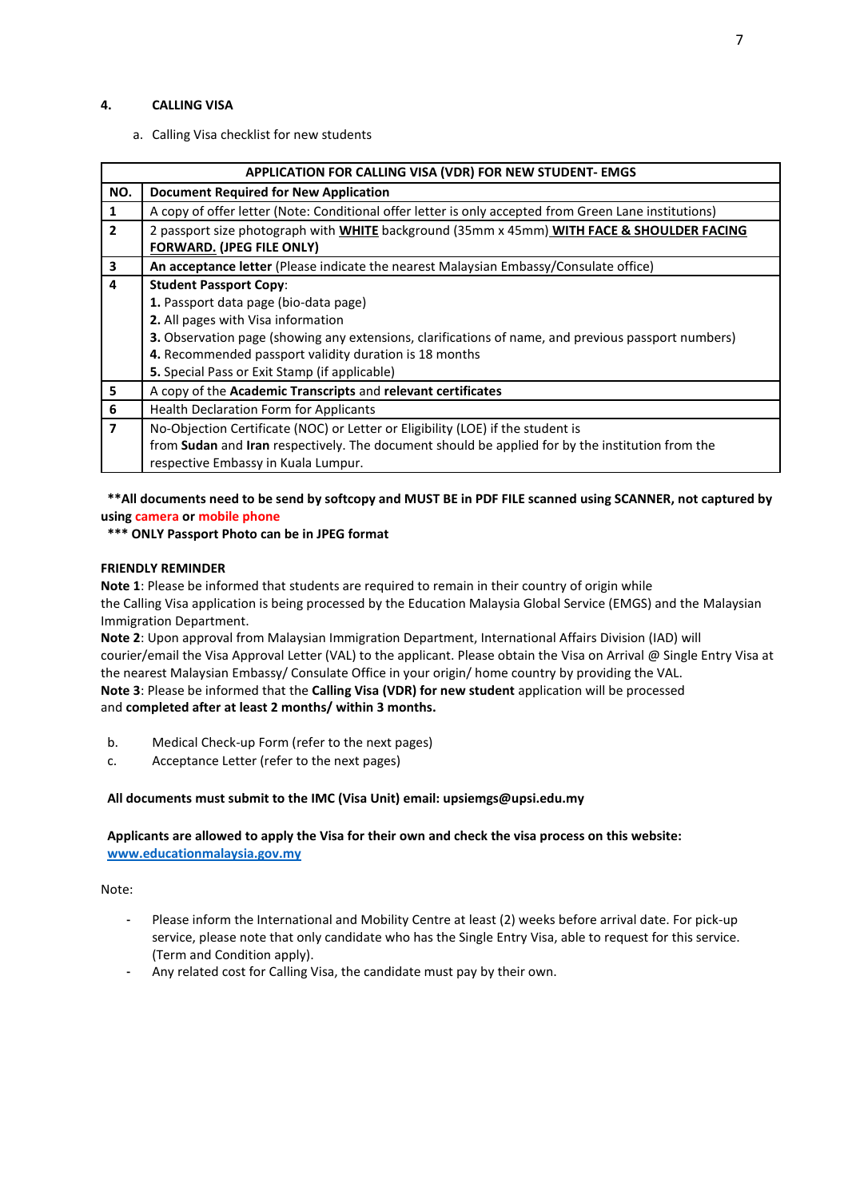## 4. CALLING VISA

a. Calling Visa checklist for new students

| **APPLICATION FOR CALLING VISA (VDR) FOR NEW STUDENT- EMGS** | |
|---|---|
| **NO.** | **Document Required for New Application** |
| **1** | A copy of offer letter (Note: Conditional offer letter is only accepted from Green Lane institutions) |
| **2** | 2 passport size photograph with **WHITE** background (35mm x 45mm) **WITH FACE & SHOULDER FACING FORWARD. (JPEG FILE ONLY)** |
| **3** | **An acceptance letter** (Please indicate the nearest Malaysian Embassy/Consulate office) |
| **4** | **Student Passport Copy**:<br>**1.** Passport data page (bio-data page)<br>**2.** All pages with Visa information<br>**3.** Observation page (showing any extensions, clarifications of name, and previous passport numbers)<br>**4.** Recommended passport validity duration is 18 months<br>**5.** Special Pass or Exit Stamp (if applicable) |
| **5** | A copy of the **Academic Transcripts** and **relevant certificates** |
| **6** | Health Declaration Form for Applicants |
| **7** | No-Objection Certificate (NOC) or Letter or Eligibility (LOE) if the student is from **Sudan** and **Iran** respectively. The document should be applied for by the institution from the respective Embassy in Kuala Lumpur. |

**\*\*All documents need to be send by softcopy and MUST BE in PDF FILE scanned using SCANNER, not captured by using camera or mobile phone**

**\*\*\* ONLY Passport Photo can be in JPEG format**

**FRIENDLY REMINDER**

**Note 1**: Please be informed that students are required to remain in their country of origin while the Calling Visa application is being processed by the Education Malaysia Global Service (EMGS) and the Malaysian Immigration Department.

**Note 2**: Upon approval from Malaysian Immigration Department, International Affairs Division (IAD) will courier/email the Visa Approval Letter (VAL) to the applicant. Please obtain the Visa on Arrival @ Single Entry Visa at the nearest Malaysian Embassy/ Consulate Office in your origin/ home country by providing the VAL.

**Note 3**: Please be informed that the **Calling Visa (VDR) for new student** application will be processed and **completed after at least 2 months/ within 3 months.**

b. Medical Check-up Form (refer to the next pages)

c. Acceptance Letter (refer to the next pages)

**All documents must submit to the IMC (Visa Unit) email: upsiemgs@upsi.edu.my**

**Applicants are allowed to apply the Visa for their own and check the visa process on this website: [www.educationmalaysia.gov.my](http://www.educationmalaysia.gov.my)**

Note:

- Please inform the International and Mobility Centre at least (2) weeks before arrival date. For pick-up service, please note that only candidate who has the Single Entry Visa, able to request for this service. (Term and Condition apply).
- Any related cost for Calling Visa, the candidate must pay by their own.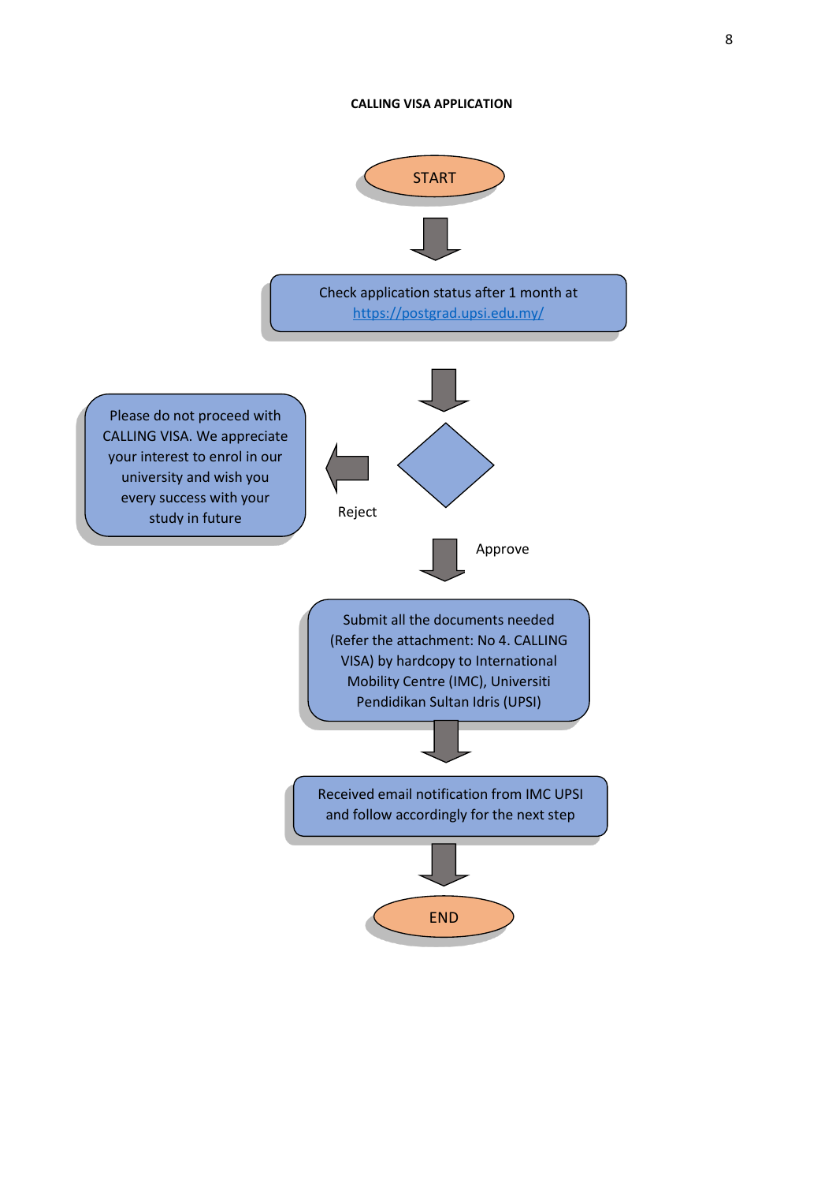**CALLING VISA APPLICATION**

START

Check application status after 1 month at [https://postgrad.upsi.edu.my/](https://postgrad.upsi.edu.my/)

Reject

Please do not proceed with CALLING VISA. We appreciate your interest to enrol in our university and wish you every success with your study in future

Approve

Submit all the documents needed (Refer the attachment: No 4. CALLING VISA) by hardcopy to International Mobility Centre (IMC), Universiti Pendidikan Sultan Idris (UPSI)

Received email notification from IMC UPSI and follow accordingly for the next step

END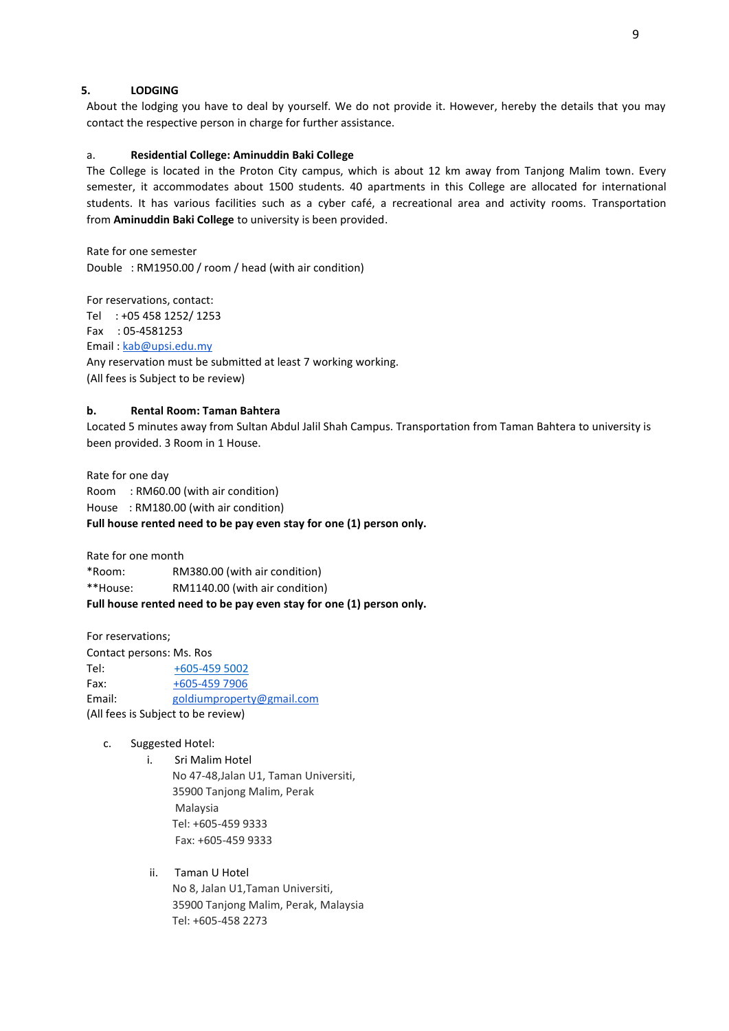## 5. LODGING

About the lodging you have to deal by yourself. We do not provide it. However, hereby the details that you may contact the respective person in charge for further assistance.

### a. Residential College: Aminuddin Baki College

The College is located in the Proton City campus, which is about 12 km away from Tanjong Malim town. Every semester, it accommodates about 1500 students. 40 apartments in this College are allocated for international students. It has various facilities such as a cyber café, a recreational area and activity rooms. Transportation from **Aminuddin Baki College** to university is been provided.

Rate for one semester
Double : RM1950.00 / room / head (with air condition)

For reservations, contact:
Tel : +05 458 1252/ 1253
Fax : 05-4581253
Email : kab@upsi.edu.my
Any reservation must be submitted at least 7 working working.
(All fees is Subject to be review)

### b. Rental Room: Taman Bahtera

Located 5 minutes away from Sultan Abdul Jalil Shah Campus. Transportation from Taman Bahtera to university is been provided. 3 Room in 1 House.

Rate for one day
Room : RM60.00 (with air condition)
House : RM180.00 (with air condition)
**Full house rented need to be pay even stay for one (1) person only.**

Rate for one month
*Room: RM380.00 (with air condition)
**House: RM1140.00 (with air condition)
**Full house rented need to be pay even stay for one (1) person only.**

For reservations;
Contact persons: Ms. Ros
Tel: +605-459 5002
Fax: +605-459 7906
Email: goldiumproperty@gmail.com
(All fees is Subject to be review)

c. Suggested Hotel:

i. Sri Malim Hotel
No 47-48,Jalan U1, Taman Universiti,
35900 Tanjong Malim, Perak
Malaysia
Tel: +605-459 9333
Fax: +605-459 9333

ii. Taman U Hotel
No 8, Jalan U1,Taman Universiti,
35900 Tanjong Malim, Perak, Malaysia
Tel: +605-458 2273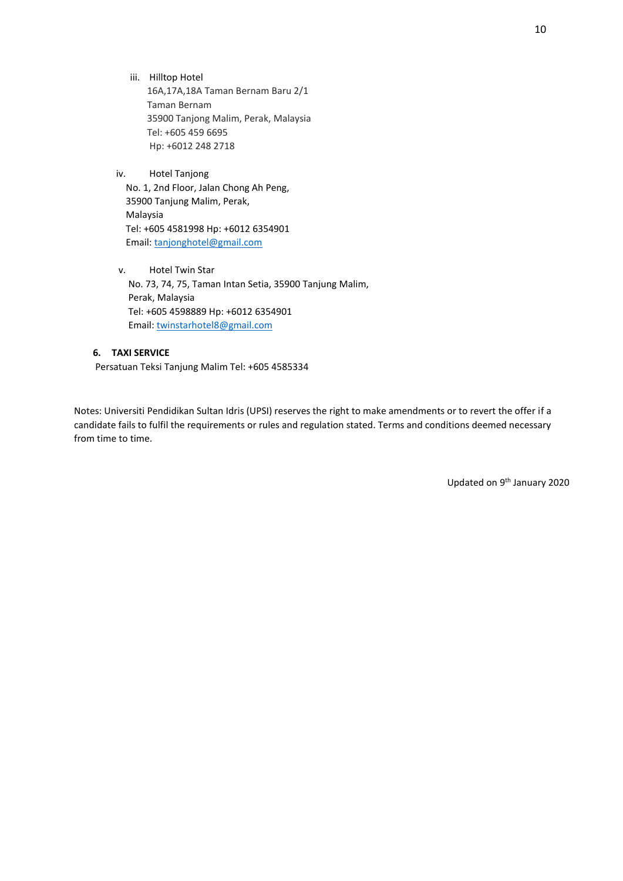iii. Hilltop Hotel
16A,17A,18A Taman Bernam Baru 2/1
Taman Bernam
35900 Tanjong Malim, Perak, Malaysia
Tel: +605 459 6695
Hp: +6012 248 2718

iv. Hotel Tanjong
No. 1, 2nd Floor, Jalan Chong Ah Peng,
35900 Tanjung Malim, Perak,
Malaysia
Tel: +605 4581998 Hp: +6012 6354901
Email: tanjonghotel@gmail.com

v. Hotel Twin Star
No. 73, 74, 75, Taman Intan Setia, 35900 Tanjung Malim,
Perak, Malaysia
Tel: +605 4598889 Hp: +6012 6354901
Email: twinstarhotel8@gmail.com

**6. TAXI SERVICE**

Persatuan Teksi Tanjung Malim Tel: +605 4585334

Notes: Universiti Pendidikan Sultan Idris (UPSI) reserves the right to make amendments or to revert the offer if a candidate fails to fulfil the requirements or rules and regulation stated. Terms and conditions deemed necessary from time to time.

Updated on 9th January 2020